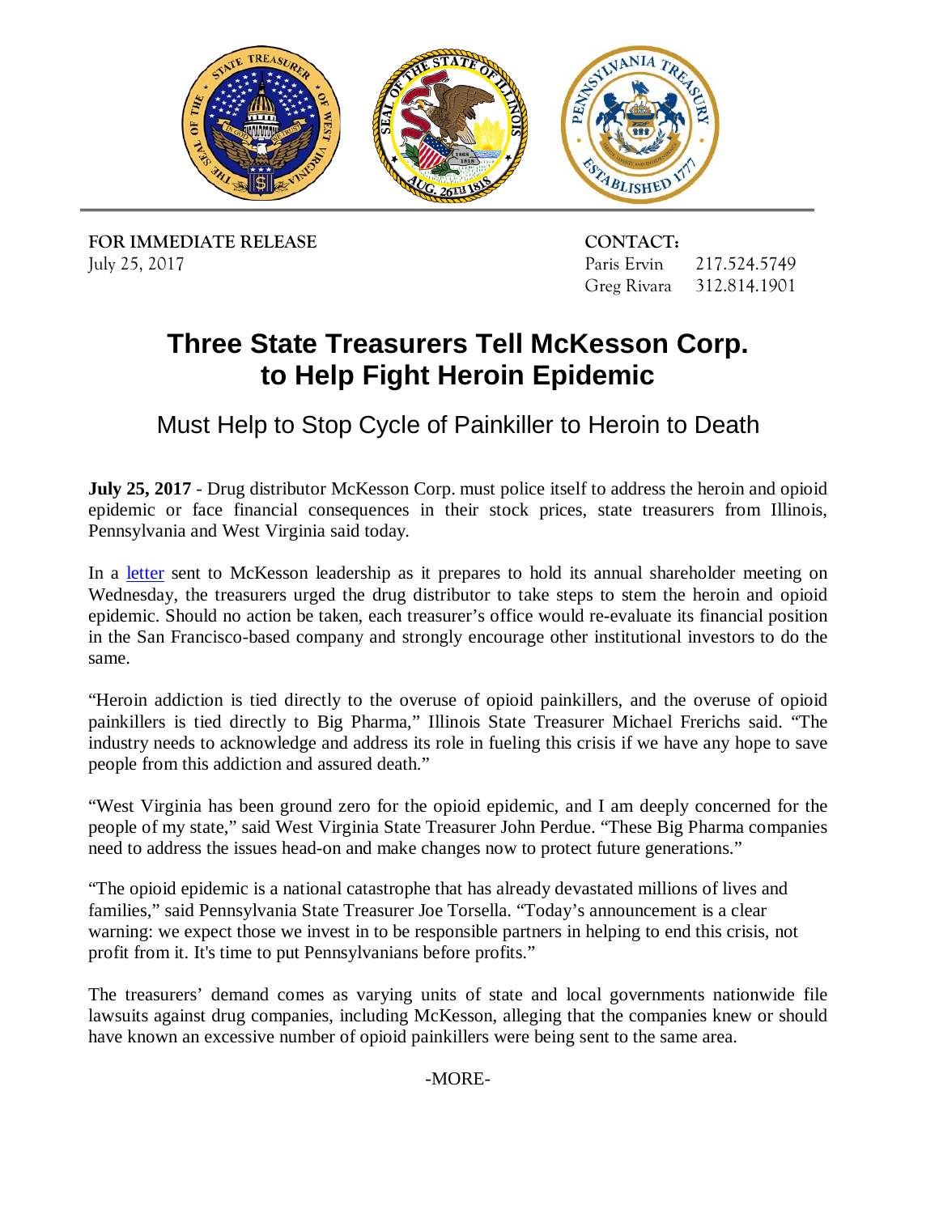**FOR IMMEDIATE RELEASE**
July 25, 2017

**CONTACT:**
Paris Ervin 217.524.5749
Greg Rivara 312.814.1901

# Three State Treasurers Tell McKesson Corp. to Help Fight Heroin Epidemic

## Must Help to Stop Cycle of Painkiller to Heroin to Death

**July 25, 2017** - Drug distributor McKesson Corp. must police itself to address the heroin and opioid epidemic or face financial consequences in their stock prices, state treasurers from Illinois, Pennsylvania and West Virginia said today.

In a letter sent to McKesson leadership as it prepares to hold its annual shareholder meeting on Wednesday, the treasurers urged the drug distributor to take steps to stem the heroin and opioid epidemic. Should no action be taken, each treasurer's office would re-evaluate its financial position in the San Francisco-based company and strongly encourage other institutional investors to do the same.

"Heroin addiction is tied directly to the overuse of opioid painkillers, and the overuse of opioid painkillers is tied directly to Big Pharma," Illinois State Treasurer Michael Frerichs said. "The industry needs to acknowledge and address its role in fueling this crisis if we have any hope to save people from this addiction and assured death."

"West Virginia has been ground zero for the opioid epidemic, and I am deeply concerned for the people of my state," said West Virginia State Treasurer John Perdue. "These Big Pharma companies need to address the issues head-on and make changes now to protect future generations."

"The opioid epidemic is a national catastrophe that has already devastated millions of lives and families," said Pennsylvania State Treasurer Joe Torsella. "Today's announcement is a clear warning: we expect those we invest in to be responsible partners in helping to end this crisis, not profit from it. It's time to put Pennsylvanians before profits."

The treasurers' demand comes as varying units of state and local governments nationwide file lawsuits against drug companies, including McKesson, alleging that the companies knew or should have known an excessive number of opioid painkillers were being sent to the same area.

-MORE-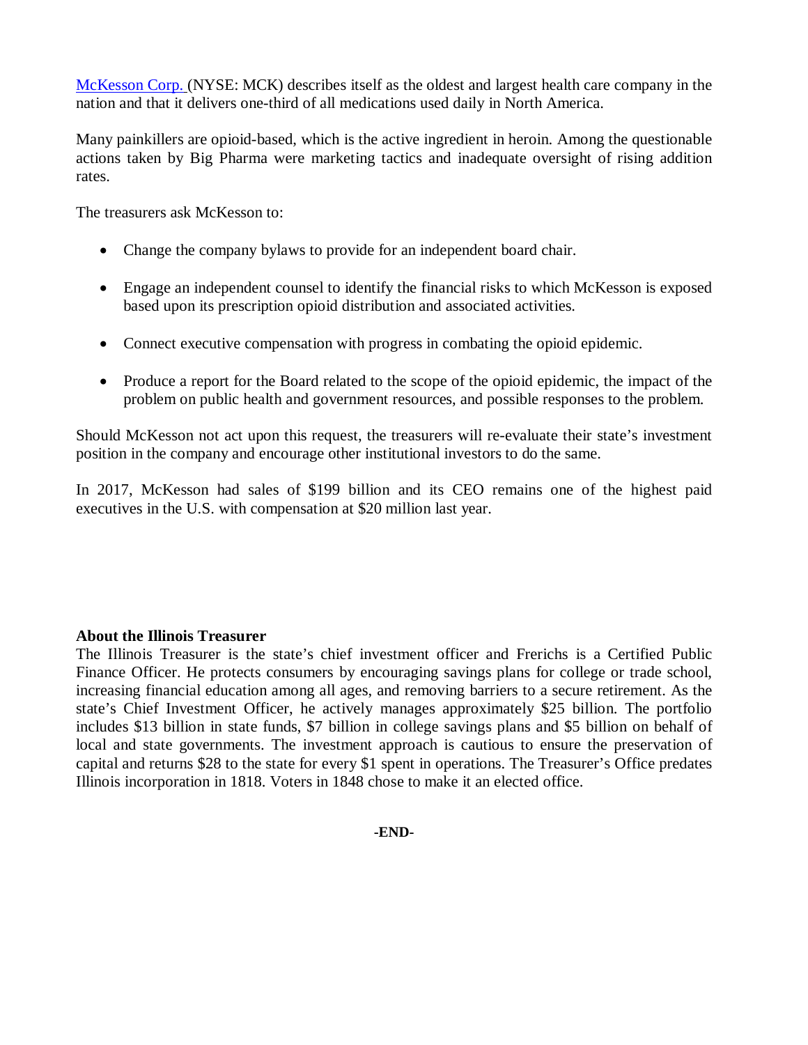McKesson Corp. (NYSE: MCK) describes itself as the oldest and largest health care company in the nation and that it delivers one-third of all medications used daily in North America.

Many painkillers are opioid-based, which is the active ingredient in heroin. Among the questionable actions taken by Big Pharma were marketing tactics and inadequate oversight of rising addition rates.

The treasurers ask McKesson to:

- Change the company bylaws to provide for an independent board chair.
- Engage an independent counsel to identify the financial risks to which McKesson is exposed based upon its prescription opioid distribution and associated activities.
- Connect executive compensation with progress in combating the opioid epidemic.
- Produce a report for the Board related to the scope of the opioid epidemic, the impact of the problem on public health and government resources, and possible responses to the problem.

Should McKesson not act upon this request, the treasurers will re-evaluate their state's investment position in the company and encourage other institutional investors to do the same.

In 2017, McKesson had sales of $199 billion and its CEO remains one of the highest paid executives in the U.S. with compensation at $20 million last year.

**About the Illinois Treasurer**

The Illinois Treasurer is the state's chief investment officer and Frerichs is a Certified Public Finance Officer. He protects consumers by encouraging savings plans for college or trade school, increasing financial education among all ages, and removing barriers to a secure retirement. As the state's Chief Investment Officer, he actively manages approximately $25 billion. The portfolio includes $13 billion in state funds, $7 billion in college savings plans and $5 billion on behalf of local and state governments. The investment approach is cautious to ensure the preservation of capital and returns $28 to the state for every $1 spent in operations. The Treasurer's Office predates Illinois incorporation in 1818. Voters in 1848 chose to make it an elected office.

**-END-**